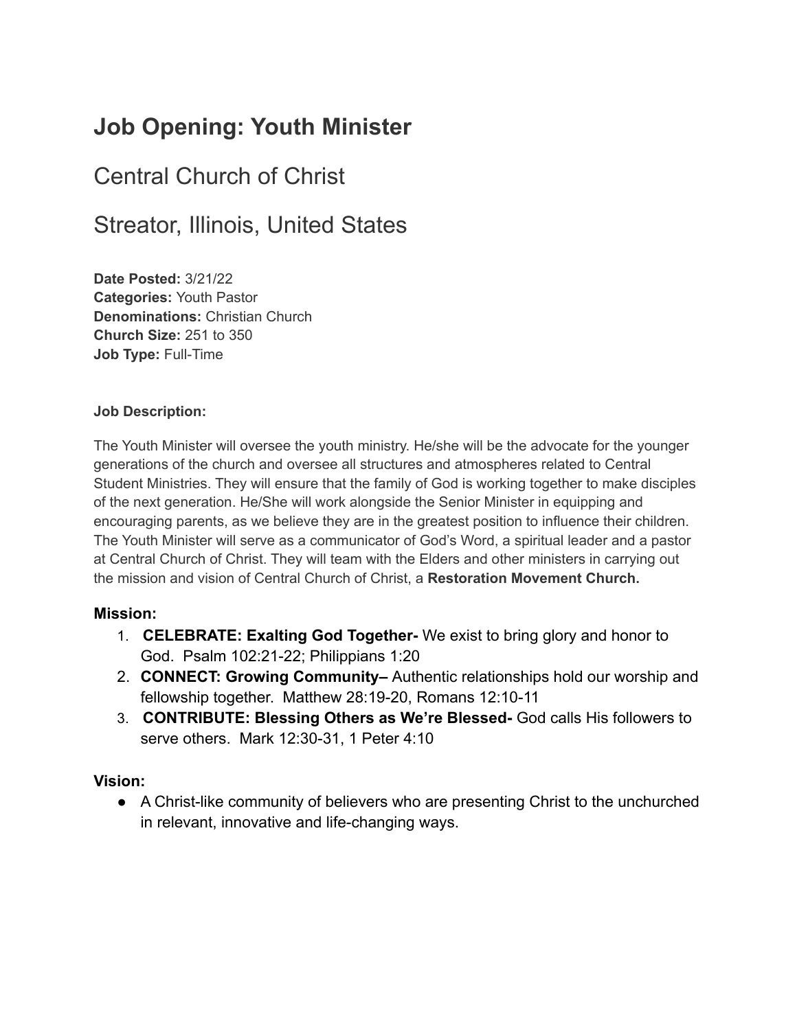# Job Opening: Youth Minister

## Central Church of Christ

## Streator, Illinois, United States

**Date Posted:** 3/21/22
**Categories:** Youth Pastor
**Denominations:** Christian Church
**Church Size:** 251 to 350
**Job Type:** Full-Time

**Job Description:**

The Youth Minister will oversee the youth ministry. He/she will be the advocate for the younger generations of the church and oversee all structures and atmospheres related to Central Student Ministries. They will ensure that the family of God is working together to make disciples of the next generation. He/She will work alongside the Senior Minister in equipping and encouraging parents, as we believe they are in the greatest position to influence their children. The Youth Minister will serve as a communicator of God's Word, a spiritual leader and a pastor at Central Church of Christ. They will team with the Elders and other ministers in carrying out the mission and vision of Central Church of Christ, a **Restoration Movement Church.**

### Mission:

1. **CELEBRATE: Exalting God Together-** We exist to bring glory and honor to God. Psalm 102:21-22; Philippians 1:20
2. **CONNECT: Growing Community–** Authentic relationships hold our worship and fellowship together. Matthew 28:19-20, Romans 12:10-11
3. **CONTRIBUTE: Blessing Others as We're Blessed-** God calls His followers to serve others. Mark 12:30-31, 1 Peter 4:10

### Vision:

- A Christ-like community of believers who are presenting Christ to the unchurched in relevant, innovative and life-changing ways.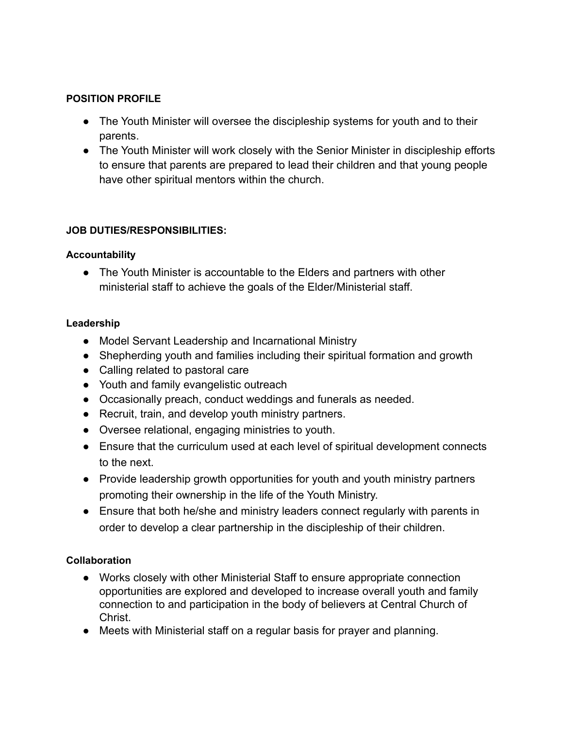**POSITION PROFILE**

- The Youth Minister will oversee the discipleship systems for youth and to their parents.
- The Youth Minister will work closely with the Senior Minister in discipleship efforts to ensure that parents are prepared to lead their children and that young people have other spiritual mentors within the church.

**JOB DUTIES/RESPONSIBILITIES:**

**Accountability**

- The Youth Minister is accountable to the Elders and partners with other ministerial staff to achieve the goals of the Elder/Ministerial staff.

**Leadership**

- Model Servant Leadership and Incarnational Ministry
- Shepherding youth and families including their spiritual formation and growth
- Calling related to pastoral care
- Youth and family evangelistic outreach
- Occasionally preach, conduct weddings and funerals as needed.
- Recruit, train, and develop youth ministry partners.
- Oversee relational, engaging ministries to youth.
- Ensure that the curriculum used at each level of spiritual development connects to the next.
- Provide leadership growth opportunities for youth and youth ministry partners promoting their ownership in the life of the Youth Ministry.
- Ensure that both he/she and ministry leaders connect regularly with parents in order to develop a clear partnership in the discipleship of their children.

**Collaboration**

- Works closely with other Ministerial Staff to ensure appropriate connection opportunities are explored and developed to increase overall youth and family connection to and participation in the body of believers at Central Church of Christ.
- Meets with Ministerial staff on a regular basis for prayer and planning.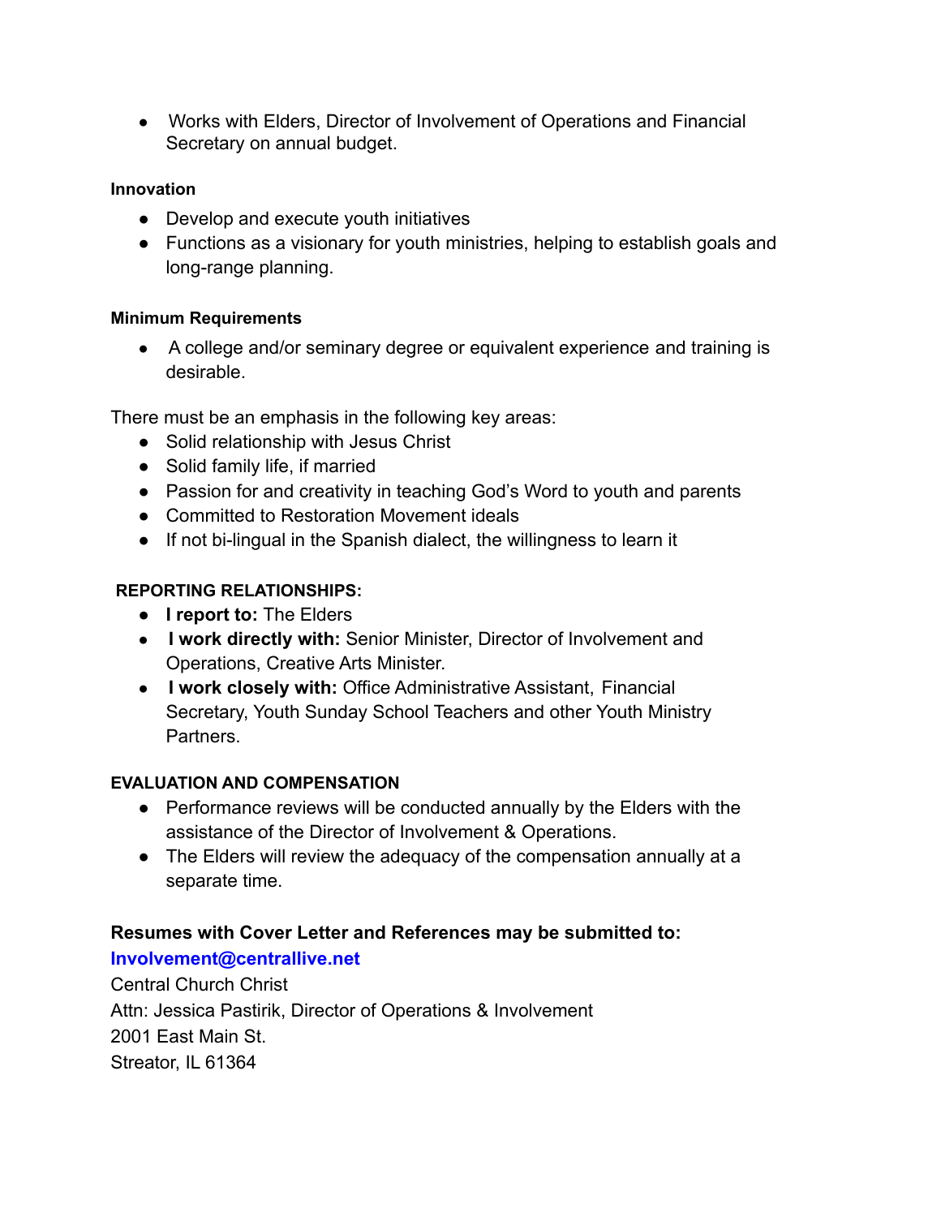- Works with Elders, Director of Involvement of Operations and Financial Secretary on annual budget.

**Innovation**

- Develop and execute youth initiatives
- Functions as a visionary for youth ministries, helping to establish goals and long-range planning.

**Minimum Requirements**

- A college and/or seminary degree or equivalent experience and training is desirable.

There must be an emphasis in the following key areas:

- Solid relationship with Jesus Christ
- Solid family life, if married
- Passion for and creativity in teaching God's Word to youth and parents
- Committed to Restoration Movement ideals
- If not bi-lingual in the Spanish dialect, the willingness to learn it

**REPORTING RELATIONSHIPS:**

- **I report to:** The Elders
- **I work directly with:** Senior Minister, Director of Involvement and Operations, Creative Arts Minister.
- **I work closely with:** Office Administrative Assistant, Financial Secretary, Youth Sunday School Teachers and other Youth Ministry Partners.

**EVALUATION AND COMPENSATION**

- Performance reviews will be conducted annually by the Elders with the assistance of the Director of Involvement & Operations.
- The Elders will review the adequacy of the compensation annually at a separate time.

**Resumes with Cover Letter and References may be submitted to:**

**Involvement@centrallive.net**

Central Church Christ
Attn: Jessica Pastirik, Director of Operations & Involvement
2001 East Main St.
Streator, IL 61364